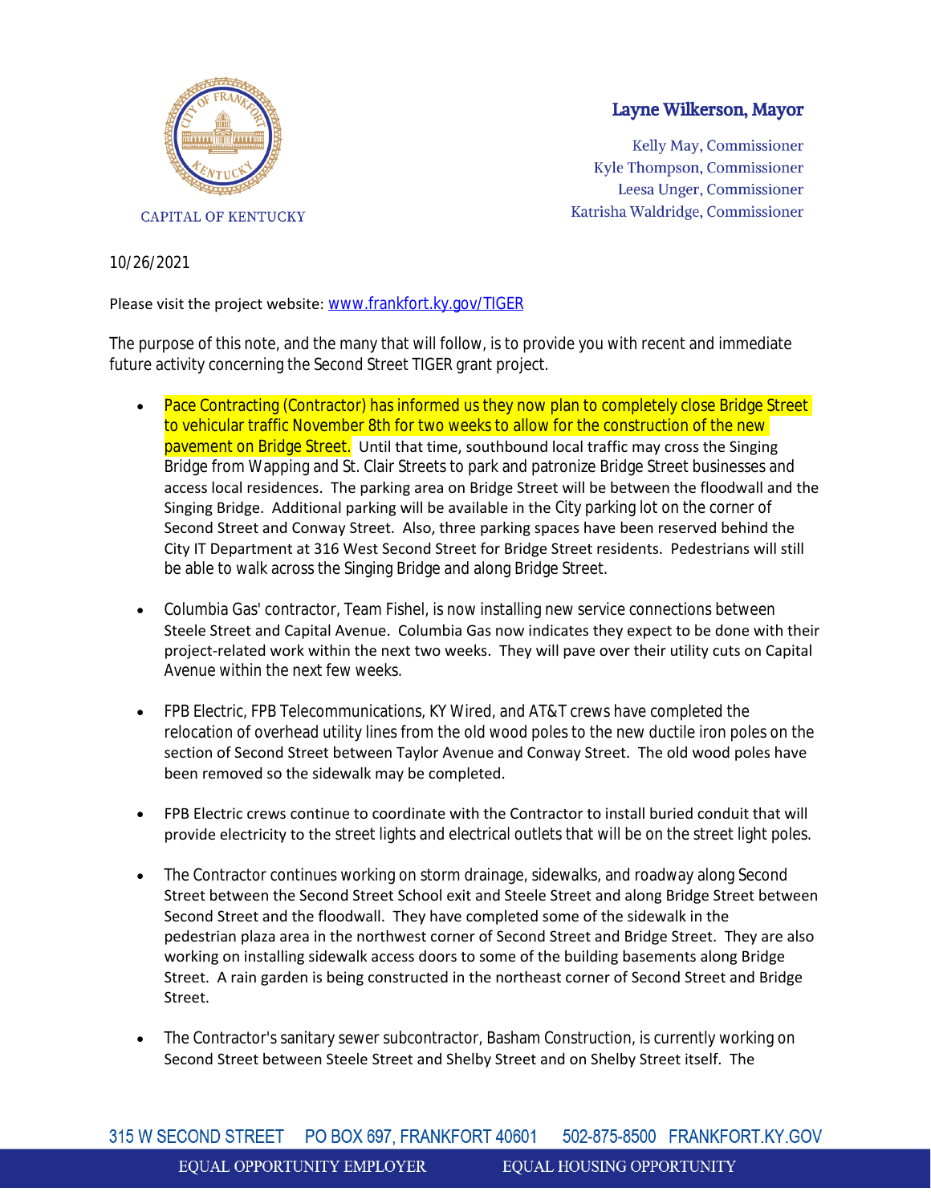CAPITAL OF KENTUCKY

**Layne Wilkerson, Mayor**

Kelly May, Commissioner
Kyle Thompson, Commissioner
Leesa Unger, Commissioner
Katrisha Waldridge, Commissioner

10/26/2021

Please visit the project website: [www.frankfort.ky.gov/TIGER](http://www.frankfort.ky.gov/TIGER)

The purpose of this note, and the many that will follow, is to provide you with recent and immediate future activity concerning the Second Street TIGER grant project.

- Pace Contracting (Contractor) has informed us they now plan to completely close Bridge Street to vehicular traffic November 8th for two weeks to allow for the construction of the new pavement on Bridge Street. Until that time, southbound local traffic may cross the Singing Bridge from Wapping and St. Clair Streets to park and patronize Bridge Street businesses and access local residences. The parking area on Bridge Street will be between the floodwall and the Singing Bridge. Additional parking will be available in the City parking lot on the corner of Second Street and Conway Street. Also, three parking spaces have been reserved behind the City IT Department at 316 West Second Street for Bridge Street residents. Pedestrians will still be able to walk across the Singing Bridge and along Bridge Street.

- Columbia Gas' contractor, Team Fishel, is now installing new service connections between Steele Street and Capital Avenue. Columbia Gas now indicates they expect to be done with their project-related work within the next two weeks. They will pave over their utility cuts on Capital Avenue within the next few weeks.

- FPB Electric, FPB Telecommunications, KY Wired, and AT&T crews have completed the relocation of overhead utility lines from the old wood poles to the new ductile iron poles on the section of Second Street between Taylor Avenue and Conway Street. The old wood poles have been removed so the sidewalk may be completed.

- FPB Electric crews continue to coordinate with the Contractor to install buried conduit that will provide electricity to the street lights and electrical outlets that will be on the street light poles.

- The Contractor continues working on storm drainage, sidewalks, and roadway along Second Street between the Second Street School exit and Steele Street and along Bridge Street between Second Street and the floodwall. They have completed some of the sidewalk in the pedestrian plaza area in the northwest corner of Second Street and Bridge Street. They are also working on installing sidewalk access doors to some of the building basements along Bridge Street. A rain garden is being constructed in the northeast corner of Second Street and Bridge Street.

- The Contractor's sanitary sewer subcontractor, Basham Construction, is currently working on Second Street between Steele Street and Shelby Street and on Shelby Street itself. The

315 W SECOND STREET PO BOX 697, FRANKFORT 40601 502-875-8500 FRANKFORT.KY.GOV

EQUAL OPPORTUNITY EMPLOYER EQUAL HOUSING OPPORTUNITY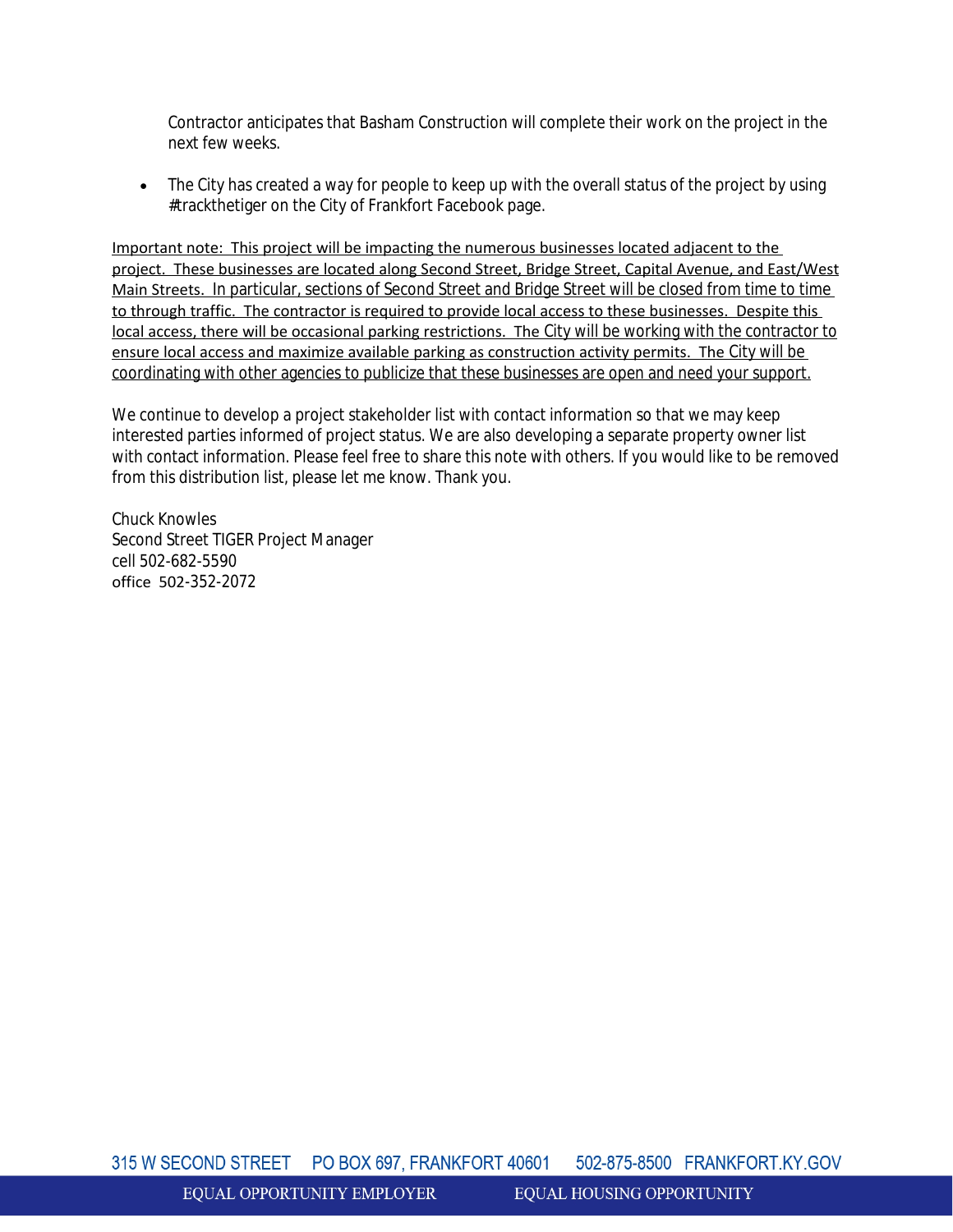Contractor anticipates that Basham Construction will complete their work on the project in the next few weeks.

- The City has created a way for people to keep up with the overall status of the project by using #trackthetiger on the City of Frankfort Facebook page.

<u>Important note: This project will be impacting the numerous businesses located adjacent to the project. These businesses are located along Second Street, Bridge Street, Capital Avenue, and East/West Main Streets. In particular, sections of Second Street and Bridge Street will be closed from time to time to through traffic. The contractor is required to provide local access to these businesses. Despite this local access, there will be occasional parking restrictions. The City will be working with the contractor to ensure local access and maximize available parking as construction activity permits. The City will be coordinating with other agencies to publicize that these businesses are open and need your support.</u>

We continue to develop a project stakeholder list with contact information so that we may keep interested parties informed of project status. We are also developing a separate property owner list with contact information. Please feel free to share this note with others. If you would like to be removed from this distribution list, please let me know. Thank you.

Chuck Knowles
Second Street TIGER Project Manager
cell 502-682-5590
office 502-352-2072

315 W SECOND STREET PO BOX 697, FRANKFORT 40601 502-875-8500 FRANKFORT.KY.GOV

EQUAL OPPORTUNITY EMPLOYER EQUAL HOUSING OPPORTUNITY